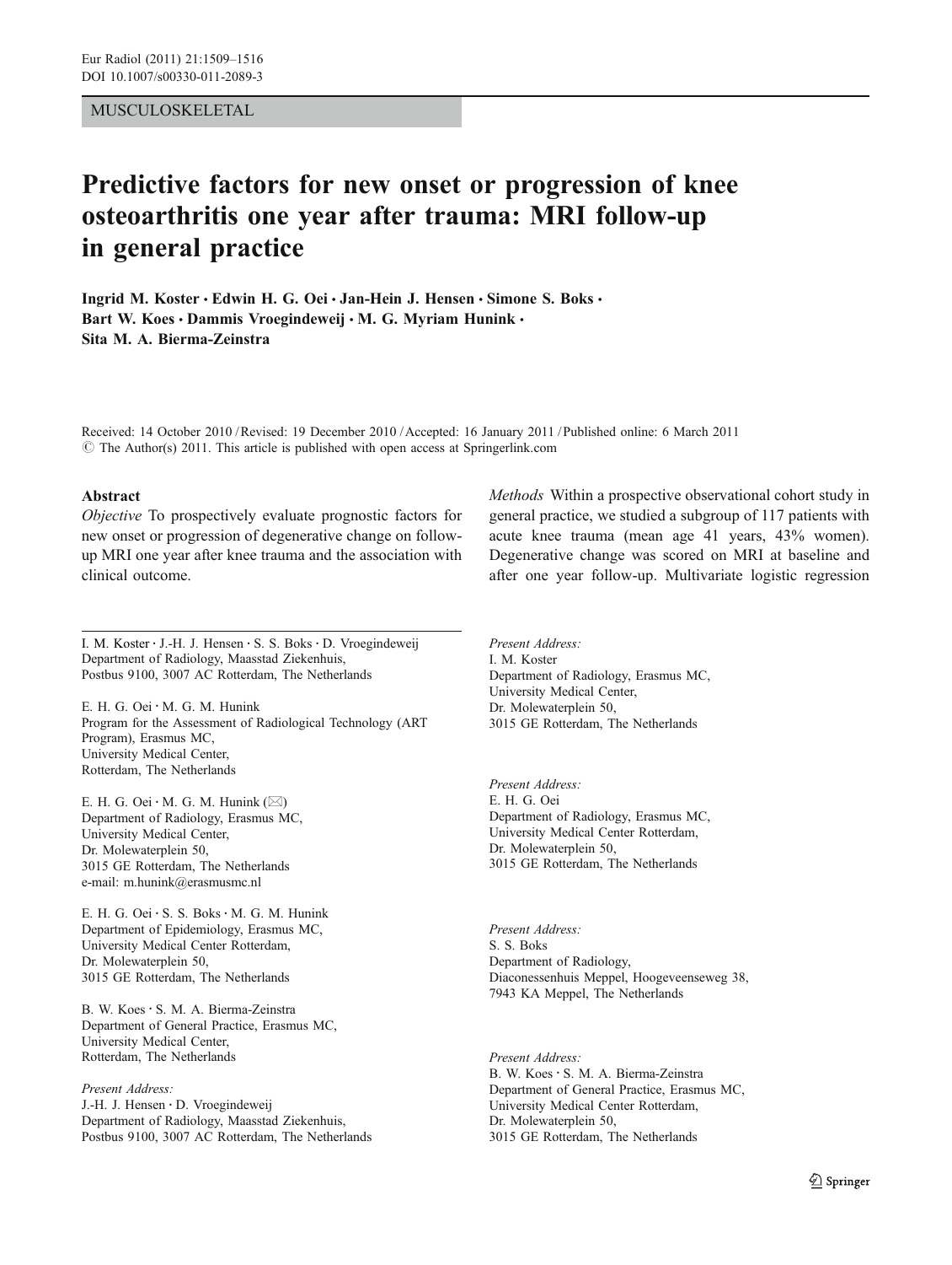MUSCULOSKELETAL

# Predictive factors for new onset or progression of knee osteoarthritis one year after trauma: MRI follow-up in general practice

**Ingrid M. Koster · Edwin H. G. Oei · Jan-Hein J. Hensen · Simone S. Boks · Bart W. Koes · Dammis Vroegindeweij · M. G. Myriam Hunink · Sita M. A. Bierma-Zeinstra**

Received: 14 October 2010 / Revised: 19 December 2010 / Accepted: 16 January 2011 / Published online: 6 March 2011
© The Author(s) 2011. This article is published with open access at Springerlink.com

## Abstract

*Objective* To prospectively evaluate prognostic factors for new onset or progression of degenerative change on follow-up MRI one year after knee trauma and the association with clinical outcome.

*Methods* Within a prospective observational cohort study in general practice, we studied a subgroup of 117 patients with acute knee trauma (mean age 41 years, 43% women). Degenerative change was scored on MRI at baseline and after one year follow-up. Multivariate logistic regression

---

I. M. Koster · J.-H. J. Hensen · S. S. Boks · D. Vroegindeweij
Department of Radiology, Maasstad Ziekenhuis,
Postbus 9100, 3007 AC Rotterdam, The Netherlands

E. H. G. Oei · M. G. M. Hunink
Program for the Assessment of Radiological Technology (ART Program), Erasmus MC,
University Medical Center,
Rotterdam, The Netherlands

E. H. G. Oei · M. G. M. Hunink (✉)
Department of Radiology, Erasmus MC,
University Medical Center,
Dr. Molewaterplein 50,
3015 GE Rotterdam, The Netherlands
e-mail: m.hunink@erasmusmc.nl

E. H. G. Oei · S. S. Boks · M. G. M. Hunink
Department of Epidemiology, Erasmus MC,
University Medical Center Rotterdam,
Dr. Molewaterplein 50,
3015 GE Rotterdam, The Netherlands

B. W. Koes · S. M. A. Bierma-Zeinstra
Department of General Practice, Erasmus MC,
University Medical Center,
Rotterdam, The Netherlands

*Present Address:*
J.-H. J. Hensen · D. Vroegindeweij
Department of Radiology, Maasstad Ziekenhuis,
Postbus 9100, 3007 AC Rotterdam, The Netherlands

*Present Address:*
I. M. Koster
Department of Radiology, Erasmus MC,
University Medical Center,
Dr. Molewaterplein 50,
3015 GE Rotterdam, The Netherlands

*Present Address:*
E. H. G. Oei
Department of Radiology, Erasmus MC,
University Medical Center Rotterdam,
Dr. Molewaterplein 50,
3015 GE Rotterdam, The Netherlands

*Present Address:*
S. S. Boks
Department of Radiology,
Diaconessenhuis Meppel, Hoogeveenseweg 38,
7943 KA Meppel, The Netherlands

*Present Address:*
B. W. Koes · S. M. A. Bierma-Zeinstra
Department of General Practice, Erasmus MC,
University Medical Center Rotterdam,
Dr. Molewaterplein 50,
3015 GE Rotterdam, The Netherlands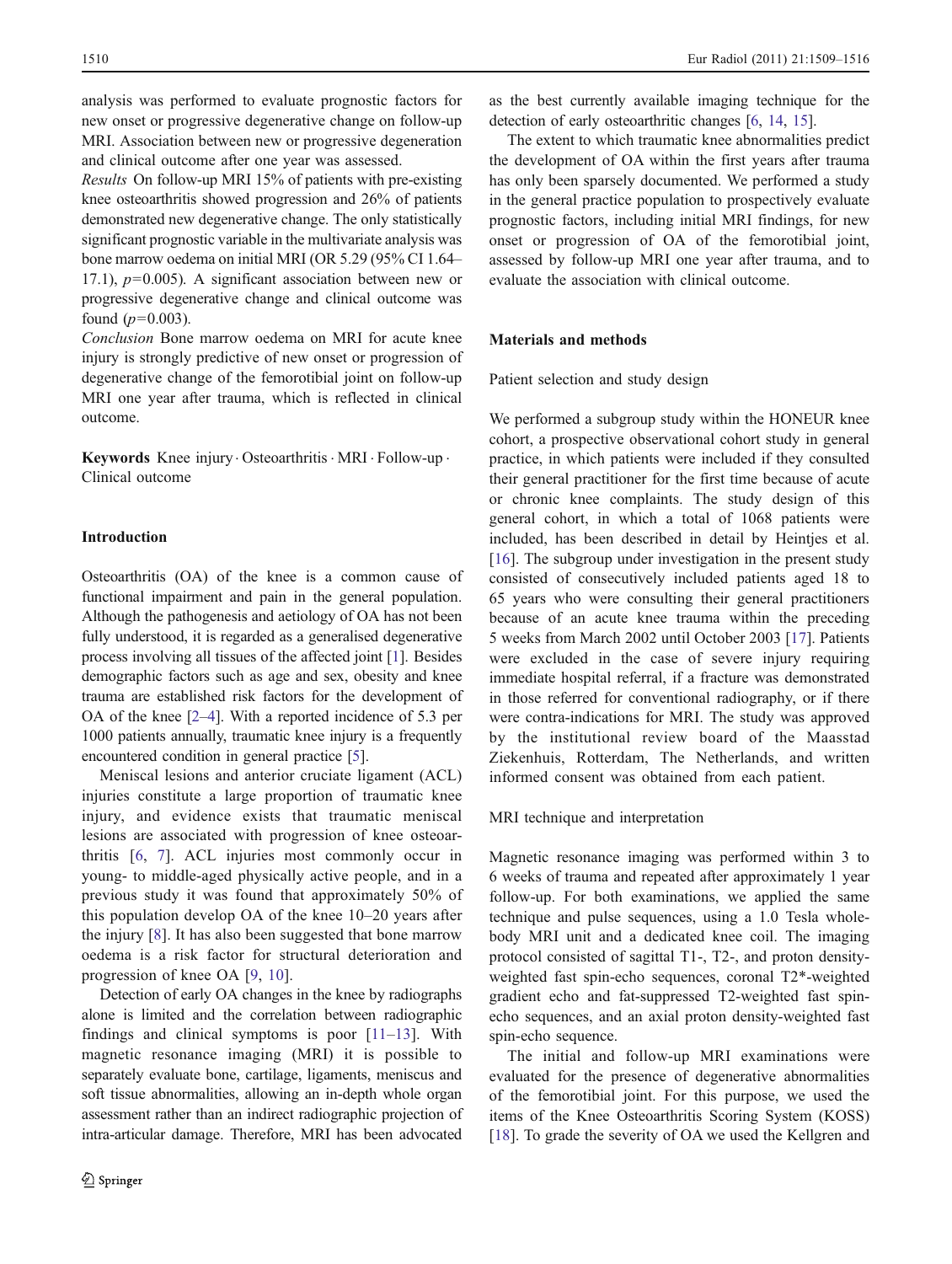analysis was performed to evaluate prognostic factors for new onset or progressive degenerative change on follow-up MRI. Association between new or progressive degeneration and clinical outcome after one year was assessed.

*Results* On follow-up MRI 15% of patients with pre-existing knee osteoarthritis showed progression and 26% of patients demonstrated new degenerative change. The only statistically significant prognostic variable in the multivariate analysis was bone marrow oedema on initial MRI (OR 5.29 (95% CI 1.64–17.1), $p=0.005$). A significant association between new or progressive degenerative change and clinical outcome was found ($p=0.003$).

*Conclusion* Bone marrow oedema on MRI for acute knee injury is strongly predictive of new onset or progression of degenerative change of the femorotibial joint on follow-up MRI one year after trauma, which is reflected in clinical outcome.

**Keywords** Knee injury · Osteoarthritis · MRI · Follow-up · Clinical outcome

## Introduction

Osteoarthritis (OA) of the knee is a common cause of functional impairment and pain in the general population. Although the pathogenesis and aetiology of OA has not been fully understood, it is regarded as a generalised degenerative process involving all tissues of the affected joint [1]. Besides demographic factors such as age and sex, obesity and knee trauma are established risk factors for the development of OA of the knee [2–4]. With a reported incidence of 5.3 per 1000 patients annually, traumatic knee injury is a frequently encountered condition in general practice [5].

Meniscal lesions and anterior cruciate ligament (ACL) injuries constitute a large proportion of traumatic knee injury, and evidence exists that traumatic meniscal lesions are associated with progression of knee osteoarthritis [6, 7]. ACL injuries most commonly occur in young- to middle-aged physically active people, and in a previous study it was found that approximately 50% of this population develop OA of the knee 10–20 years after the injury [8]. It has also been suggested that bone marrow oedema is a risk factor for structural deterioration and progression of knee OA [9, 10].

Detection of early OA changes in the knee by radiographs alone is limited and the correlation between radiographic findings and clinical symptoms is poor [11–13]. With magnetic resonance imaging (MRI) it is possible to separately evaluate bone, cartilage, ligaments, meniscus and soft tissue abnormalities, allowing an in-depth whole organ assessment rather than an indirect radiographic projection of intra-articular damage. Therefore, MRI has been advocated as the best currently available imaging technique for the detection of early osteoarthritic changes [6, 14, 15].

The extent to which traumatic knee abnormalities predict the development of OA within the first years after trauma has only been sparsely documented. We performed a study in the general practice population to prospectively evaluate prognostic factors, including initial MRI findings, for new onset or progression of OA of the femorotibial joint, assessed by follow-up MRI one year after trauma, and to evaluate the association with clinical outcome.

## Materials and methods

### Patient selection and study design

We performed a subgroup study within the HONEUR knee cohort, a prospective observational cohort study in general practice, in which patients were included if they consulted their general practitioner for the first time because of acute or chronic knee complaints. The study design of this general cohort, in which a total of 1068 patients were included, has been described in detail by Heintjes et al. [16]. The subgroup under investigation in the present study consisted of consecutively included patients aged 18 to 65 years who were consulting their general practitioners because of an acute knee trauma within the preceding 5 weeks from March 2002 until October 2003 [17]. Patients were excluded in the case of severe injury requiring immediate hospital referral, if a fracture was demonstrated in those referred for conventional radiography, or if there were contra-indications for MRI. The study was approved by the institutional review board of the Maasstad Ziekenhuis, Rotterdam, The Netherlands, and written informed consent was obtained from each patient.

### MRI technique and interpretation

Magnetic resonance imaging was performed within 3 to 6 weeks of trauma and repeated after approximately 1 year follow-up. For both examinations, we applied the same technique and pulse sequences, using a 1.0 Tesla whole-body MRI unit and a dedicated knee coil. The imaging protocol consisted of sagittal T1-, T2-, and proton density-weighted fast spin-echo sequences, coronal T2*-weighted gradient echo and fat-suppressed T2-weighted fast spin-echo sequences, and an axial proton density-weighted fast spin-echo sequence.

The initial and follow-up MRI examinations were evaluated for the presence of degenerative abnormalities of the femorotibial joint. For this purpose, we used the items of the Knee Osteoarthritis Scoring System (KOSS) [18]. To grade the severity of OA we used the Kellgren and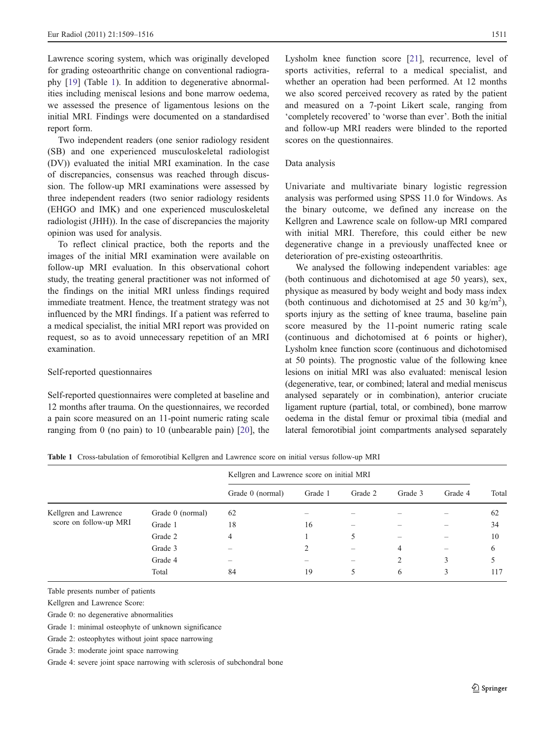Lawrence scoring system, which was originally developed for grading osteoarthritic change on conventional radiography [19] (Table 1). In addition to degenerative abnormalities including meniscal lesions and bone marrow oedema, we assessed the presence of ligamentous lesions on the initial MRI. Findings were documented on a standardised report form.

Two independent readers (one senior radiology resident (SB) and one experienced musculoskeletal radiologist (DV)) evaluated the initial MRI examination. In the case of discrepancies, consensus was reached through discussion. The follow-up MRI examinations were assessed by three independent readers (two senior radiology residents (EHGO and IMK) and one experienced musculoskeletal radiologist (JHH)). In the case of discrepancies the majority opinion was used for analysis.

To reflect clinical practice, both the reports and the images of the initial MRI examination were available on follow-up MRI evaluation. In this observational cohort study, the treating general practitioner was not informed of the findings on the initial MRI unless findings required immediate treatment. Hence, the treatment strategy was not influenced by the MRI findings. If a patient was referred to a medical specialist, the initial MRI report was provided on request, so as to avoid unnecessary repetition of an MRI examination.

### Self-reported questionnaires

Self-reported questionnaires were completed at baseline and 12 months after trauma. On the questionnaires, we recorded a pain score measured on an 11-point numeric rating scale ranging from 0 (no pain) to 10 (unbearable pain) [20], the Lysholm knee function score [21], recurrence, level of sports activities, referral to a medical specialist, and whether an operation had been performed. At 12 months we also scored perceived recovery as rated by the patient and measured on a 7-point Likert scale, ranging from 'completely recovered' to 'worse than ever'. Both the initial and follow-up MRI readers were blinded to the reported scores on the questionnaires.

### Data analysis

Univariate and multivariate binary logistic regression analysis was performed using SPSS 11.0 for Windows. As the binary outcome, we defined any increase on the Kellgren and Lawrence scale on follow-up MRI compared with initial MRI. Therefore, this could either be new degenerative change in a previously unaffected knee or deterioration of pre-existing osteoarthritis.

We analysed the following independent variables: age (both continuous and dichotomised at age 50 years), sex, physique as measured by body weight and body mass index (both continuous and dichotomised at 25 and 30 kg/m$^2$), sports injury as the setting of knee trauma, baseline pain score measured by the 11-point numeric rating scale (continuous and dichotomised at 6 points or higher), Lysholm knee function score (continuous and dichotomised at 50 points). The prognostic value of the following knee lesions on initial MRI was also evaluated: meniscal lesion (degenerative, tear, or combined; lateral and medial meniscus analysed separately or in combination), anterior cruciate ligament rupture (partial, total, or combined), bone marrow oedema in the distal femur or proximal tibia (medial and lateral femorotibial joint compartments analysed separately

**Table 1** Cross-tabulation of femorotibial Kellgren and Lawrence score on initial versus follow-up MRI

| | | Kellgren and Lawrence score on initial MRI | | | | | |
|---|---|---|---|---|---|---|---|
| | | Grade 0 (normal) | Grade 1 | Grade 2 | Grade 3 | Grade 4 | Total |
| Kellgren and Lawrence score on follow-up MRI | Grade 0 (normal) | 62 | – | – | – | – | 62 |
| | Grade 1 | 18 | 16 | – | – | – | 34 |
| | Grade 2 | 4 | 1 | 5 | – | – | 10 |
| | Grade 3 | – | 2 | – | 4 | – | 6 |
| | Grade 4 | – | – | – | 2 | 3 | 5 |
| | Total | 84 | 19 | 5 | 6 | 3 | 117 |

Table presents number of patients

Kellgren and Lawrence Score:

Grade 0: no degenerative abnormalities

Grade 1: minimal osteophyte of unknown significance

Grade 2: osteophytes without joint space narrowing

Grade 3: moderate joint space narrowing

Grade 4: severe joint space narrowing with sclerosis of subchondral bone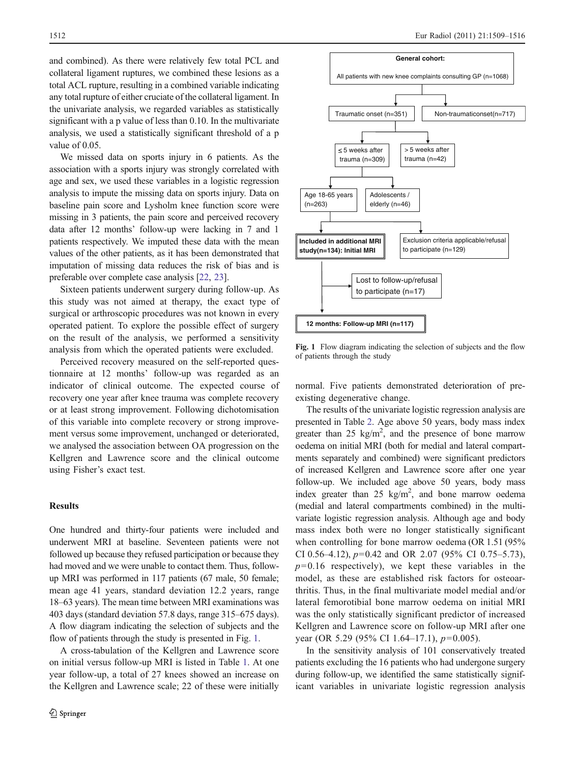and combined). As there were relatively few total PCL and collateral ligament ruptures, we combined these lesions as a total ACL rupture, resulting in a combined variable indicating any total rupture of either cruciate of the collateral ligament. In the univariate analysis, we regarded variables as statistically significant with a p value of less than 0.10. In the multivariate analysis, we used a statistically significant threshold of a p value of 0.05.

We missed data on sports injury in 6 patients. As the association with a sports injury was strongly correlated with age and sex, we used these variables in a logistic regression analysis to impute the missing data on sports injury. Data on baseline pain score and Lysholm knee function score were missing in 3 patients, the pain score and perceived recovery data after 12 months' follow-up were lacking in 7 and 1 patients respectively. We imputed these data with the mean values of the other patients, as it has been demonstrated that imputation of missing data reduces the risk of bias and is preferable over complete case analysis [22, 23].

Sixteen patients underwent surgery during follow-up. As this study was not aimed at therapy, the exact type of surgical or arthroscopic procedures was not known in every operated patient. To explore the possible effect of surgery on the result of the analysis, we performed a sensitivity analysis from which the operated patients were excluded.

Perceived recovery measured on the self-reported questionnaire at 12 months' follow-up was regarded as an indicator of clinical outcome. The expected course of recovery one year after knee trauma was complete recovery or at least strong improvement. Following dichotomisation of this variable into complete recovery or strong improvement versus some improvement, unchanged or deteriorated, we analysed the association between OA progression on the Kellgren and Lawrence score and the clinical outcome using Fisher's exact test.

## Results

One hundred and thirty-four patients were included and underwent MRI at baseline. Seventeen patients were not followed up because they refused participation or because they had moved and we were unable to contact them. Thus, follow-up MRI was performed in 117 patients (67 male, 50 female; mean age 41 years, standard deviation 12.2 years, range 18–63 years). The mean time between MRI examinations was 403 days (standard deviation 57.8 days, range 315–675 days). A flow diagram indicating the selection of subjects and the flow of patients through the study is presented in Fig. 1.

A cross-tabulation of the Kellgren and Lawrence score on initial versus follow-up MRI is listed in Table 1. At one year follow-up, a total of 27 knees showed an increase on the Kellgren and Lawrence scale; 22 of these were initially normal. Five patients demonstrated deterioration of pre-existing degenerative change.

**General cohort:** All patients with new knee complaints consulting GP (n=1068)
→ Traumatic onset (n=351) | Non-traumaticonset(n=717)
→ ≤ 5 weeks after trauma (n=309) | > 5 weeks after trauma (n=42)
→ Age 18-65 years (n=263) | Adolescents / elderly (n=46)
→ **Included in additional MRI study(n=134): Initial MRI** | Exclusion criteria applicable/refusal to participate (n=129)
→ Lost to follow-up/refusal to participate (n=17)
→ **12 months: Follow-up MRI (n=117)**

**Fig. 1** Flow diagram indicating the selection of subjects and the flow of patients through the study

The results of the univariate logistic regression analysis are presented in Table 2. Age above 50 years, body mass index greater than 25 kg/m$^2$, and the presence of bone marrow oedema on initial MRI (both for medial and lateral compartments separately and combined) were significant predictors of increased Kellgren and Lawrence score after one year follow-up. We included age above 50 years, body mass index greater than 25 kg/m$^2$, and bone marrow oedema (medial and lateral compartments combined) in the multivariate logistic regression analysis. Although age and body mass index both were no longer statistically significant when controlling for bone marrow oedema (OR 1.51 (95% CI 0.56–4.12), $p=0.42$ and OR 2.07 (95% CI 0.75–5.73), $p=0.16$ respectively), we kept these variables in the model, as these are established risk factors for osteoarthritis. Thus, in the final multivariate model medial and/or lateral femorotibial bone marrow oedema on initial MRI was the only statistically significant predictor of increased Kellgren and Lawrence score on follow-up MRI after one year (OR 5.29 (95% CI 1.64–17.1), $p=0.005$).

In the sensitivity analysis of 101 conservatively treated patients excluding the 16 patients who had undergone surgery during follow-up, we identified the same statistically significant variables in univariate logistic regression analysis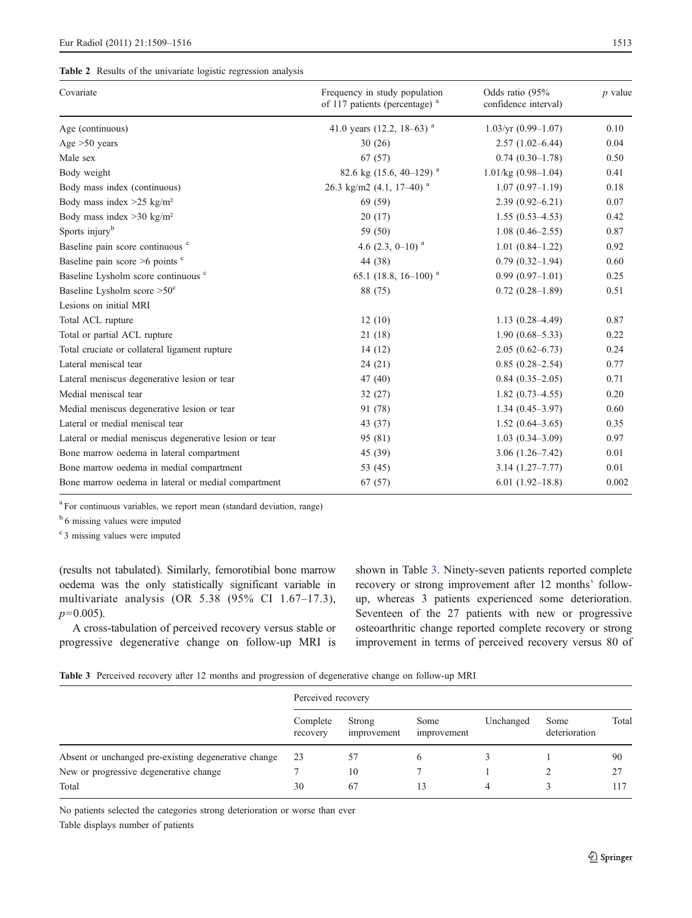**Table 2** Results of the univariate logistic regression analysis

| Covariate | Frequency in study population of 117 patients (percentage) [a] | Odds ratio (95% confidence interval) | $p$ value |
|---|---|---|---|
| Age (continuous) | 41.0 years (12.2, 18–63) [a] | 1.03/yr (0.99–1.07) | 0.10 |
| Age >50 years | 30 (26) | 2.57 (1.02–6.44) | 0.04 |
| Male sex | 67 (57) | 0.74 (0.30–1.78) | 0.50 |
| Body weight | 82.6 kg (15.6, 40–129) [a] | 1.01/kg (0.98–1.04) | 0.41 |
| Body mass index (continuous) | 26.3 kg/m2 (4.1, 17–40) [a] | 1.07 (0.97–1.19) | 0.18 |
| Body mass index >25 kg/m² | 69 (59) | 2.39 (0.92–6.21) | 0.07 |
| Body mass index >30 kg/m² | 20 (17) | 1.55 (0.53–4.53) | 0.42 |
| Sports injury[b] | 59 (50) | 1.08 (0.46–2.55) | 0.87 |
| Baseline pain score continuous [c] | 4.6 (2.3, 0–10) [a] | 1.01 (0.84–1.22) | 0.92 |
| Baseline pain score >6 points [c] | 44 (38) | 0.79 (0.32–1.94) | 0.60 |
| Baseline Lysholm score continuous [c] | 65.1 (18.8, 16–100) [a] | 0.99 (0.97–1.01) | 0.25 |
| Baseline Lysholm score >50[c] | 88 (75) | 0.72 (0.28–1.89) | 0.51 |
| Lesions on initial MRI | | | |
| Total ACL rupture | 12 (10) | 1.13 (0.28–4.49) | 0.87 |
| Total or partial ACL rupture | 21 (18) | 1.90 (0.68–5.33) | 0.22 |
| Total cruciate or collateral ligament rupture | 14 (12) | 2.05 (0.62–6.73) | 0.24 |
| Lateral meniscal tear | 24 (21) | 0.85 (0.28–2.54) | 0.77 |
| Lateral meniscus degenerative lesion or tear | 47 (40) | 0.84 (0.35–2.05) | 0.71 |
| Medial meniscal tear | 32 (27) | 1.82 (0.73–4.55) | 0.20 |
| Medial meniscus degenerative lesion or tear | 91 (78) | 1.34 (0.45–3.97) | 0.60 |
| Lateral or medial meniscal tear | 43 (37) | 1.52 (0.64–3.65) | 0.35 |
| Lateral or medial meniscus degenerative lesion or tear | 95 (81) | 1.03 (0.34–3.09) | 0.97 |
| Bone marrow oedema in lateral compartment | 45 (39) | 3.06 (1.26–7.42) | 0.01 |
| Bone marrow oedema in medial compartment | 53 (45) | 3.14 (1.27–7.77) | 0.01 |
| Bone marrow oedema in lateral or medial compartment | 67 (57) | 6.01 (1.92–18.8) | 0.002 |

[a] For continuous variables, we report mean (standard deviation, range)

[b] 6 missing values were imputed

[c] 3 missing values were imputed

(results not tabulated). Similarly, femorotibial bone marrow oedema was the only statistically significant variable in multivariate analysis (OR 5.38 (95% CI 1.67–17.3), $p$=0.005).

A cross-tabulation of perceived recovery versus stable or progressive degenerative change on follow-up MRI is shown in Table 3. Ninety-seven patients reported complete recovery or strong improvement after 12 months' follow-up, whereas 3 patients experienced some deterioration. Seventeen of the 27 patients with new or progressive osteoarthritic change reported complete recovery or strong improvement in terms of perceived recovery versus 80 of

**Table 3** Perceived recovery after 12 months and progression of degenerative change on follow-up MRI

| | Perceived recovery | | | | | |
|---|---|---|---|---|---|---|
| | Complete recovery | Strong improvement | Some improvement | Unchanged | Some deterioration | Total |
| Absent or unchanged pre-existing degenerative change | 23 | 57 | 6 | 3 | 1 | 90 |
| New or progressive degenerative change | 7 | 10 | 7 | 1 | 2 | 27 |
| Total | 30 | 67 | 13 | 4 | 3 | 117 |

No patients selected the categories strong deterioration or worse than ever

Table displays number of patients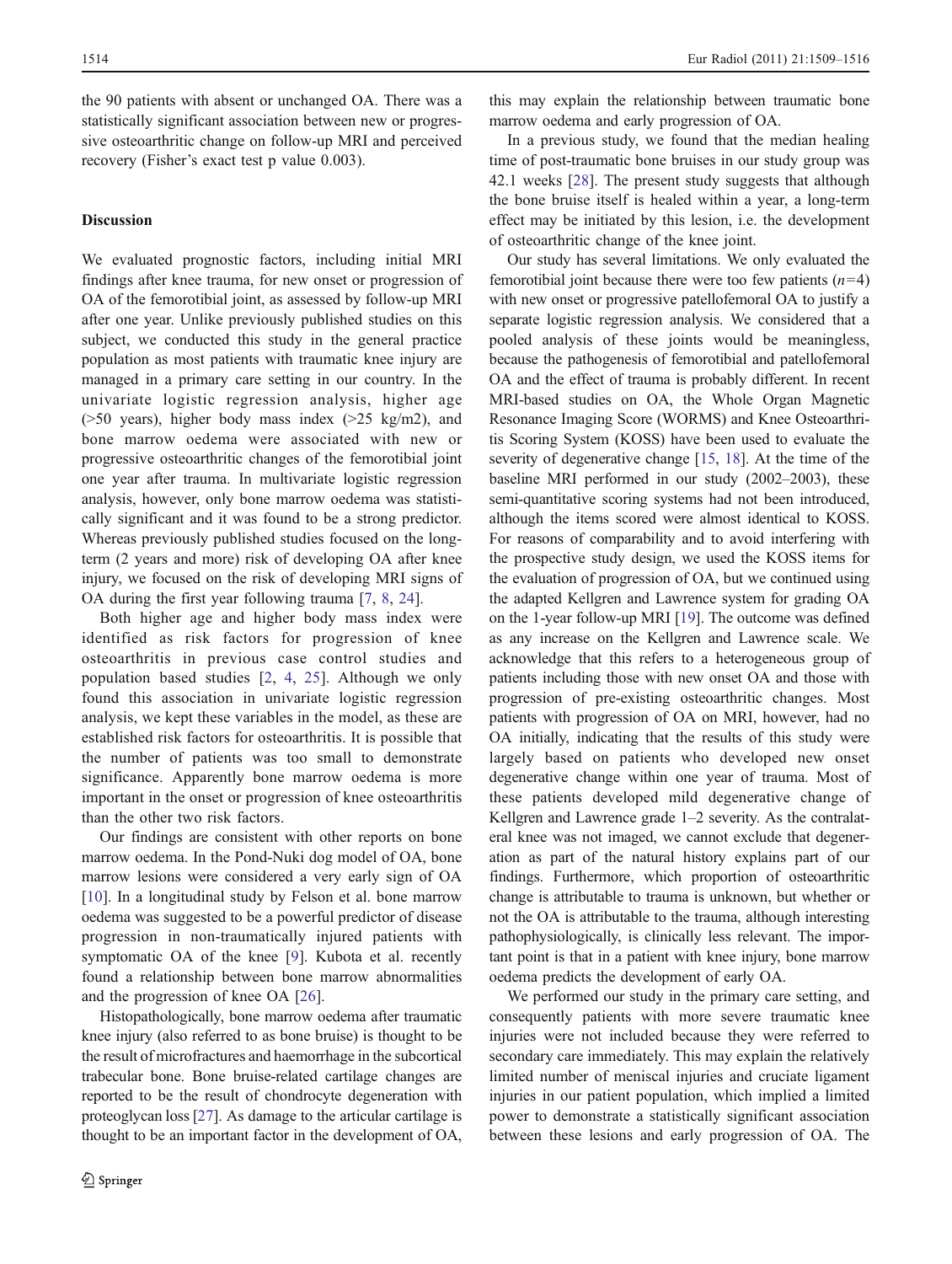the 90 patients with absent or unchanged OA. There was a statistically significant association between new or progressive osteoarthritic change on follow-up MRI and perceived recovery (Fisher's exact test p value 0.003).

## Discussion

We evaluated prognostic factors, including initial MRI findings after knee trauma, for new onset or progression of OA of the femorotibial joint, as assessed by follow-up MRI after one year. Unlike previously published studies on this subject, we conducted this study in the general practice population as most patients with traumatic knee injury are managed in a primary care setting in our country. In the univariate logistic regression analysis, higher age (>50 years), higher body mass index (>25 kg/m2), and bone marrow oedema were associated with new or progressive osteoarthritic changes of the femorotibial joint one year after trauma. In multivariate logistic regression analysis, however, only bone marrow oedema was statistically significant and it was found to be a strong predictor. Whereas previously published studies focused on the long-term (2 years and more) risk of developing OA after knee injury, we focused on the risk of developing MRI signs of OA during the first year following trauma [7, 8, 24].

Both higher age and higher body mass index were identified as risk factors for progression of knee osteoarthritis in previous case control studies and population based studies [2, 4, 25]. Although we only found this association in univariate logistic regression analysis, we kept these variables in the model, as these are established risk factors for osteoarthritis. It is possible that the number of patients was too small to demonstrate significance. Apparently bone marrow oedema is more important in the onset or progression of knee osteoarthritis than the other two risk factors.

Our findings are consistent with other reports on bone marrow oedema. In the Pond-Nuki dog model of OA, bone marrow lesions were considered a very early sign of OA [10]. In a longitudinal study by Felson et al. bone marrow oedema was suggested to be a powerful predictor of disease progression in non-traumatically injured patients with symptomatic OA of the knee [9]. Kubota et al. recently found a relationship between bone marrow abnormalities and the progression of knee OA [26].

Histopathologically, bone marrow oedema after traumatic knee injury (also referred to as bone bruise) is thought to be the result of microfractures and haemorrhage in the subcortical trabecular bone. Bone bruise-related cartilage changes are reported to be the result of chondrocyte degeneration with proteoglycan loss [27]. As damage to the articular cartilage is thought to be an important factor in the development of OA, this may explain the relationship between traumatic bone marrow oedema and early progression of OA.

In a previous study, we found that the median healing time of post-traumatic bone bruises in our study group was 42.1 weeks [28]. The present study suggests that although the bone bruise itself is healed within a year, a long-term effect may be initiated by this lesion, i.e. the development of osteoarthritic change of the knee joint.

Our study has several limitations. We only evaluated the femorotibial joint because there were too few patients ($n$=4) with new onset or progressive patellofemoral OA to justify a separate logistic regression analysis. We considered that a pooled analysis of these joints would be meaningless, because the pathogenesis of femorotibial and patellofemoral OA and the effect of trauma is probably different. In recent MRI-based studies on OA, the Whole Organ Magnetic Resonance Imaging Score (WORMS) and Knee Osteoarthritis Scoring System (KOSS) have been used to evaluate the severity of degenerative change [15, 18]. At the time of the baseline MRI performed in our study (2002–2003), these semi-quantitative scoring systems had not been introduced, although the items scored were almost identical to KOSS. For reasons of comparability and to avoid interfering with the prospective study design, we used the KOSS items for the evaluation of progression of OA, but we continued using the adapted Kellgren and Lawrence system for grading OA on the 1-year follow-up MRI [19]. The outcome was defined as any increase on the Kellgren and Lawrence scale. We acknowledge that this refers to a heterogeneous group of patients including those with new onset OA and those with progression of pre-existing osteoarthritic changes. Most patients with progression of OA on MRI, however, had no OA initially, indicating that the results of this study were largely based on patients who developed new onset degenerative change within one year of trauma. Most of these patients developed mild degenerative change of Kellgren and Lawrence grade 1–2 severity. As the contralateral knee was not imaged, we cannot exclude that degeneration as part of the natural history explains part of our findings. Furthermore, which proportion of osteoarthritic change is attributable to trauma is unknown, but whether or not the OA is attributable to the trauma, although interesting pathophysiologically, is clinically less relevant. The important point is that in a patient with knee injury, bone marrow oedema predicts the development of early OA.

We performed our study in the primary care setting, and consequently patients with more severe traumatic knee injuries were not included because they were referred to secondary care immediately. This may explain the relatively limited number of meniscal injuries and cruciate ligament injuries in our patient population, which implied a limited power to demonstrate a statistically significant association between these lesions and early progression of OA. The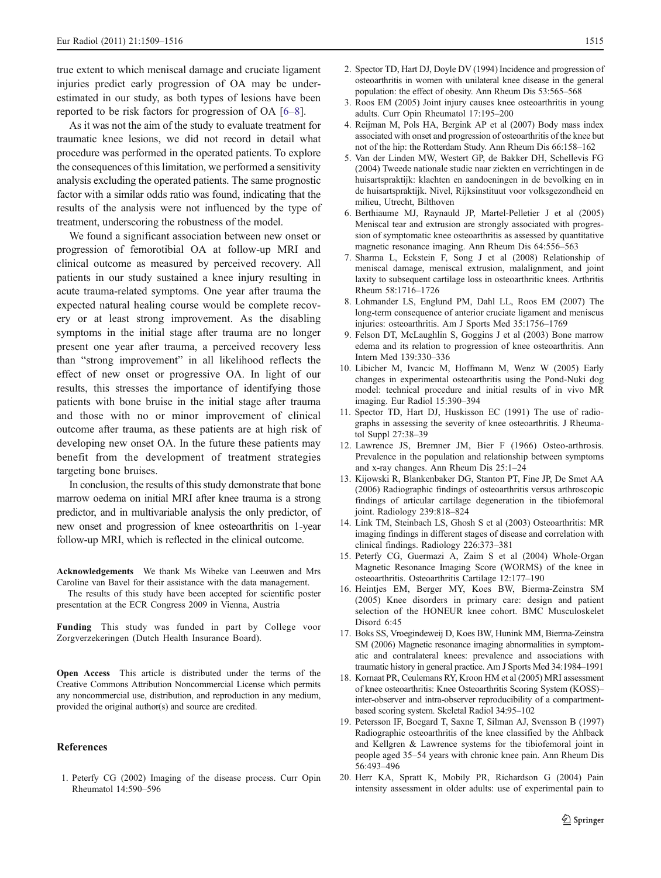true extent to which meniscal damage and cruciate ligament injuries predict early progression of OA may be underestimated in our study, as both types of lesions have been reported to be risk factors for progression of OA [6–8].

As it was not the aim of the study to evaluate treatment for traumatic knee lesions, we did not record in detail what procedure was performed in the operated patients. To explore the consequences of this limitation, we performed a sensitivity analysis excluding the operated patients. The same prognostic factor with a similar odds ratio was found, indicating that the results of the analysis were not influenced by the type of treatment, underscoring the robustness of the model.

We found a significant association between new onset or progression of femorotibial OA at follow-up MRI and clinical outcome as measured by perceived recovery. All patients in our study sustained a knee injury resulting in acute trauma-related symptoms. One year after trauma the expected natural healing course would be complete recovery or at least strong improvement. As the disabling symptoms in the initial stage after trauma are no longer present one year after trauma, a perceived recovery less than "strong improvement" in all likelihood reflects the effect of new onset or progressive OA. In light of our results, this stresses the importance of identifying those patients with bone bruise in the initial stage after trauma and those with no or minor improvement of clinical outcome after trauma, as these patients are at high risk of developing new onset OA. In the future these patients may benefit from the development of treatment strategies targeting bone bruises.

In conclusion, the results of this study demonstrate that bone marrow oedema on initial MRI after knee trauma is a strong predictor, and in multivariable analysis the only predictor, of new onset and progression of knee osteoarthritis on 1-year follow-up MRI, which is reflected in the clinical outcome.

**Acknowledgements** We thank Ms Wibeke van Leeuwen and Mrs Caroline van Bavel for their assistance with the data management.

The results of this study have been accepted for scientific poster presentation at the ECR Congress 2009 in Vienna, Austria

**Funding** This study was funded in part by College voor Zorgverzekeringen (Dutch Health Insurance Board).

**Open Access** This article is distributed under the terms of the Creative Commons Attribution Noncommercial License which permits any noncommercial use, distribution, and reproduction in any medium, provided the original author(s) and source are credited.

## References

1. Peterfy CG (2002) Imaging of the disease process. Curr Opin Rheumatol 14:590–596
2. Spector TD, Hart DJ, Doyle DV (1994) Incidence and progression of osteoarthritis in women with unilateral knee disease in the general population: the effect of obesity. Ann Rheum Dis 53:565–568
3. Roos EM (2005) Joint injury causes knee osteoarthritis in young adults. Curr Opin Rheumatol 17:195–200
4. Reijman M, Pols HA, Bergink AP et al (2007) Body mass index associated with onset and progression of osteoarthritis of the knee but not of the hip: the Rotterdam Study. Ann Rheum Dis 66:158–162
5. Van der Linden MW, Westert GP, de Bakker DH, Schellevis FG (2004) Tweede nationale studie naar ziekten en verrichtingen in de huisartspraktijk: klachten en aandoeningen in de bevolking en in de huisartspraktijk. Nivel, Rijksinstituut voor volksgezondheid en milieu, Utrecht, Bilthoven
6. Berthiaume MJ, Raynauld JP, Martel-Pelletier J et al (2005) Meniscal tear and extrusion are strongly associated with progression of symptomatic knee osteoarthritis as assessed by quantitative magnetic resonance imaging. Ann Rheum Dis 64:556–563
7. Sharma L, Eckstein F, Song J et al (2008) Relationship of meniscal damage, meniscal extrusion, malalignment, and joint laxity to subsequent cartilage loss in osteoarthritic knees. Arthritis Rheum 58:1716–1726
8. Lohmander LS, Englund PM, Dahl LL, Roos EM (2007) The long-term consequence of anterior cruciate ligament and meniscus injuries: osteoarthritis. Am J Sports Med 35:1756–1769
9. Felson DT, McLaughlin S, Goggins J et al (2003) Bone marrow edema and its relation to progression of knee osteoarthritis. Ann Intern Med 139:330–336
10. Libicher M, Ivancic M, Hoffmann M, Wenz W (2005) Early changes in experimental osteoarthritis using the Pond-Nuki dog model: technical procedure and initial results of in vivo MR imaging. Eur Radiol 15:390–394
11. Spector TD, Hart DJ, Huskisson EC (1991) The use of radiographs in assessing the severity of knee osteoarthritis. J Rheumatol Suppl 27:38–39
12. Lawrence JS, Bremner JM, Bier F (1966) Osteo-arthrosis. Prevalence in the population and relationship between symptoms and x-ray changes. Ann Rheum Dis 25:1–24
13. Kijowski R, Blankenbaker DG, Stanton PT, Fine JP, De Smet AA (2006) Radiographic findings of osteoarthritis versus arthroscopic findings of articular cartilage degeneration in the tibiofemoral joint. Radiology 239:818–824
14. Link TM, Steinbach LS, Ghosh S et al (2003) Osteoarthritis: MR imaging findings in different stages of disease and correlation with clinical findings. Radiology 226:373–381
15. Peterfy CG, Guermazi A, Zaim S et al (2004) Whole-Organ Magnetic Resonance Imaging Score (WORMS) of the knee in osteoarthritis. Osteoarthritis Cartilage 12:177–190
16. Heintjes EM, Berger MY, Koes BW, Bierma-Zeinstra SM (2005) Knee disorders in primary care: design and patient selection of the HONEUR knee cohort. BMC Musculoskelet Disord 6:45
17. Boks SS, Vroegindeweij D, Koes BW, Hunink MM, Bierma-Zeinstra SM (2006) Magnetic resonance imaging abnormalities in symptomatic and contralateral knees: prevalence and associations with traumatic history in general practice. Am J Sports Med 34:1984–1991
18. Kornaat PR, Ceulemans RY, Kroon HM et al (2005) MRI assessment of knee osteoarthritis: Knee Osteoarthritis Scoring System (KOSS)–inter-observer and intra-observer reproducibility of a compartment-based scoring system. Skeletal Radiol 34:95–102
19. Petersson IF, Boegard T, Saxne T, Silman AJ, Svensson B (1997) Radiographic osteoarthritis of the knee classified by the Ahlback and Kellgren & Lawrence systems for the tibiofemoral joint in people aged 35–54 years with chronic knee pain. Ann Rheum Dis 56:493–496
20. Herr KA, Spratt K, Mobily PR, Richardson G (2004) Pain intensity assessment in older adults: use of experimental pain to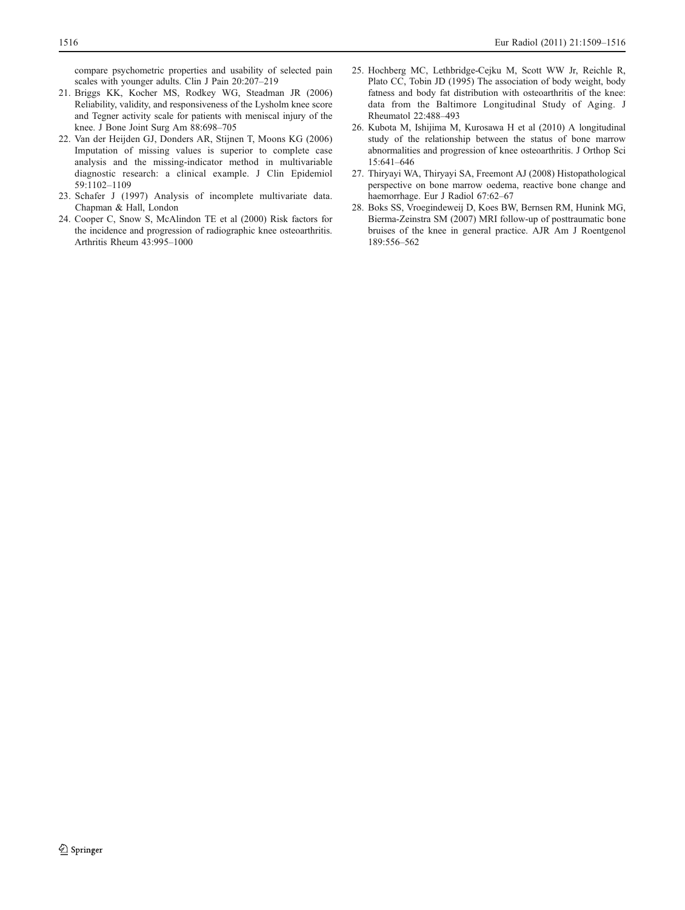compare psychometric properties and usability of selected pain scales with younger adults. Clin J Pain 20:207–219

21. Briggs KK, Kocher MS, Rodkey WG, Steadman JR (2006) Reliability, validity, and responsiveness of the Lysholm knee score and Tegner activity scale for patients with meniscal injury of the knee. J Bone Joint Surg Am 88:698–705
22. Van der Heijden GJ, Donders AR, Stijnen T, Moons KG (2006) Imputation of missing values is superior to complete case analysis and the missing-indicator method in multivariable diagnostic research: a clinical example. J Clin Epidemiol 59:1102–1109
23. Schafer J (1997) Analysis of incomplete multivariate data. Chapman & Hall, London
24. Cooper C, Snow S, McAlindon TE et al (2000) Risk factors for the incidence and progression of radiographic knee osteoarthritis. Arthritis Rheum 43:995–1000
25. Hochberg MC, Lethbridge-Cejku M, Scott WW Jr, Reichle R, Plato CC, Tobin JD (1995) The association of body weight, body fatness and body fat distribution with osteoarthritis of the knee: data from the Baltimore Longitudinal Study of Aging. J Rheumatol 22:488–493
26. Kubota M, Ishijima M, Kurosawa H et al (2010) A longitudinal study of the relationship between the status of bone marrow abnormalities and progression of knee osteoarthritis. J Orthop Sci 15:641–646
27. Thiryayi WA, Thiryayi SA, Freemont AJ (2008) Histopathological perspective on bone marrow oedema, reactive bone change and haemorrhage. Eur J Radiol 67:62–67
28. Boks SS, Vroegindeweij D, Koes BW, Bernsen RM, Hunink MG, Bierma-Zeinstra SM (2007) MRI follow-up of posttraumatic bone bruises of the knee in general practice. AJR Am J Roentgenol 189:556–562